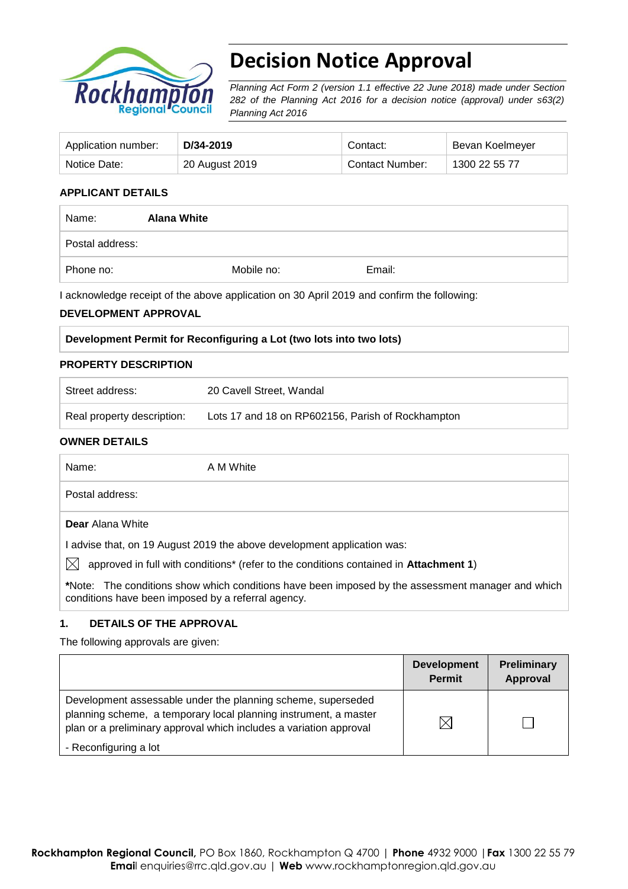# Decision Notice Approval

*Planning Act Form 2 (version 1.1 effective 22 June 2018) made under Section 282 of the Planning Act 2016 for a decision notice (approval) under s63(2) Planning Act 2016*

| Application number: | **D/34-2019** | Contact: | Bevan Koelmeyer |
|---|---|---|---|
| Notice Date: | 20 August 2019 | Contact Number: | 1300 22 55 77 |

**APPLICANT DETAILS**

| Name: | **Alana White** | |
|---|---|---|
| Postal address: | | |
| Phone no: | Mobile no: | Email: |

I acknowledge receipt of the above application on 30 April 2019 and confirm the following:

**DEVELOPMENT APPROVAL**

**Development Permit for Reconfiguring a Lot (two lots into two lots)**

**PROPERTY DESCRIPTION**

| Street address: | 20 Cavell Street, Wandal |
|---|---|
| Real property description: | Lots 17 and 18 on RP602156, Parish of Rockhampton |

**OWNER DETAILS**

| Name: | A M White |
|---|---|
| Postal address: | |

**Dear** Alana White

I advise that, on 19 August 2019 the above development application was:

☒ approved in full with conditions* (refer to the conditions contained in **Attachment 1**)

***Note:** The conditions show which conditions have been imposed by the assessment manager and which conditions have been imposed by a referral agency.

**1. DETAILS OF THE APPROVAL**

The following approvals are given:

| | Development Permit | Preliminary Approval |
|---|---|---|
| Development assessable under the planning scheme, superseded planning scheme, a temporary local planning instrument, a master plan or a preliminary approval which includes a variation approval<br>- Reconfiguring a lot | ☒ | ☐ |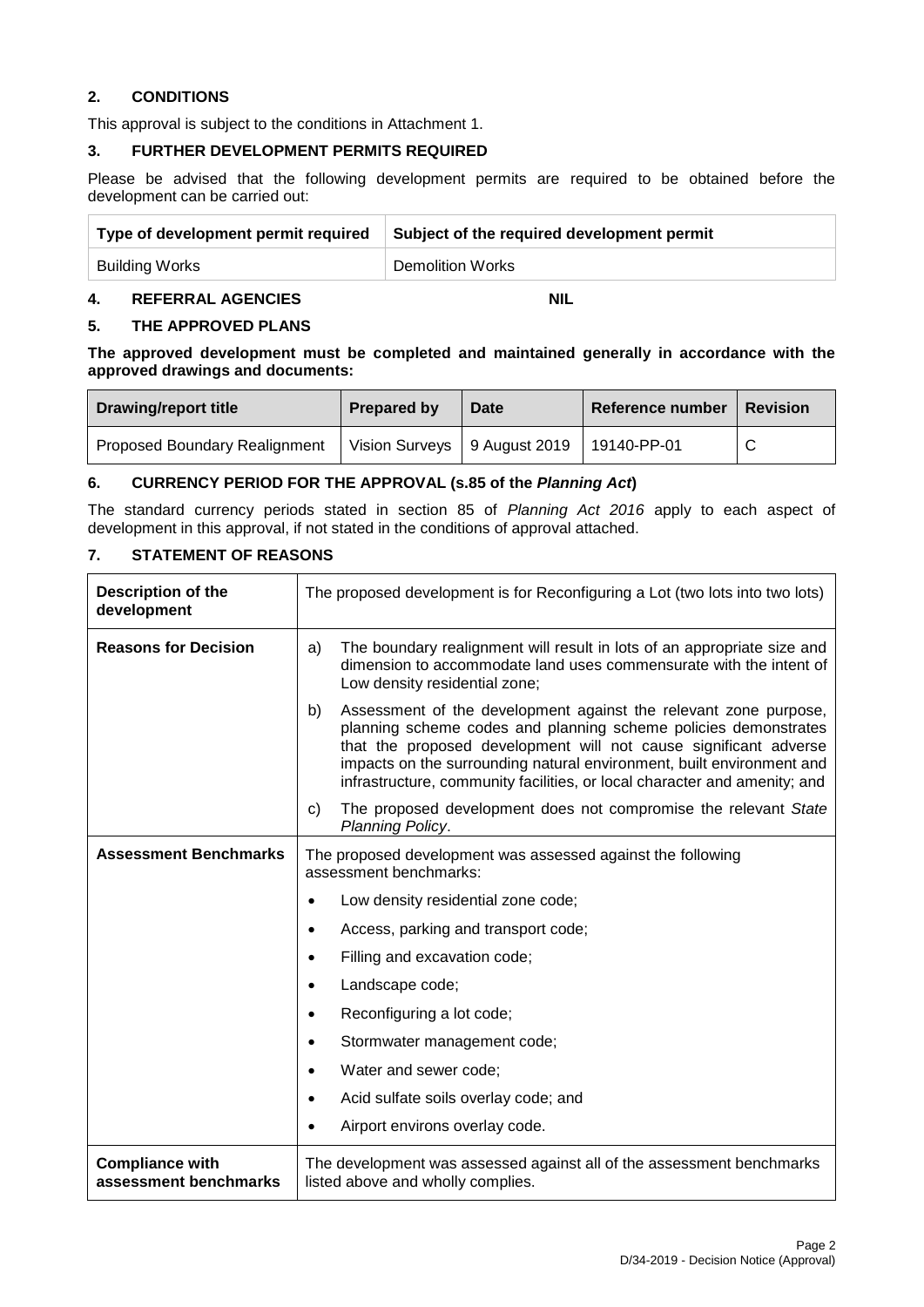## 2. CONDITIONS

This approval is subject to the conditions in Attachment 1.

## 3. FURTHER DEVELOPMENT PERMITS REQUIRED

Please be advised that the following development permits are required to be obtained before the development can be carried out:

| Type of development permit required | Subject of the required development permit |
|---|---|
| Building Works | Demolition Works |

## 4. REFERRAL AGENCIES NIL

## 5. THE APPROVED PLANS

**The approved development must be completed and maintained generally in accordance with the approved drawings and documents:**

| Drawing/report title | Prepared by | Date | Reference number | Revision |
|---|---|---|---|---|
| Proposed Boundary Realignment | Vision Surveys | 9 August 2019 | 19140-PP-01 | C |

## 6. CURRENCY PERIOD FOR THE APPROVAL (s.85 of the *Planning Act*)

The standard currency periods stated in section 85 of *Planning Act 2016* apply to each aspect of development in this approval, if not stated in the conditions of approval attached.

## 7. STATEMENT OF REASONS

| | |
|---|---|
| **Description of the development** | The proposed development is for Reconfiguring a Lot (two lots into two lots) |
| **Reasons for Decision** | a) The boundary realignment will result in lots of an appropriate size and dimension to accommodate land uses commensurate with the intent of Low density residential zone;<br>b) Assessment of the development against the relevant zone purpose, planning scheme codes and planning scheme policies demonstrates that the proposed development will not cause significant adverse impacts on the surrounding natural environment, built environment and infrastructure, community facilities, or local character and amenity; and<br>c) The proposed development does not compromise the relevant *State Planning Policy*. |
| **Assessment Benchmarks** | The proposed development was assessed against the following assessment benchmarks:<br>• Low density residential zone code;<br>• Access, parking and transport code;<br>• Filling and excavation code;<br>• Landscape code;<br>• Reconfiguring a lot code;<br>• Stormwater management code;<br>• Water and sewer code;<br>• Acid sulfate soils overlay code; and<br>• Airport environs overlay code. |
| **Compliance with assessment benchmarks** | The development was assessed against all of the assessment benchmarks listed above and wholly complies. |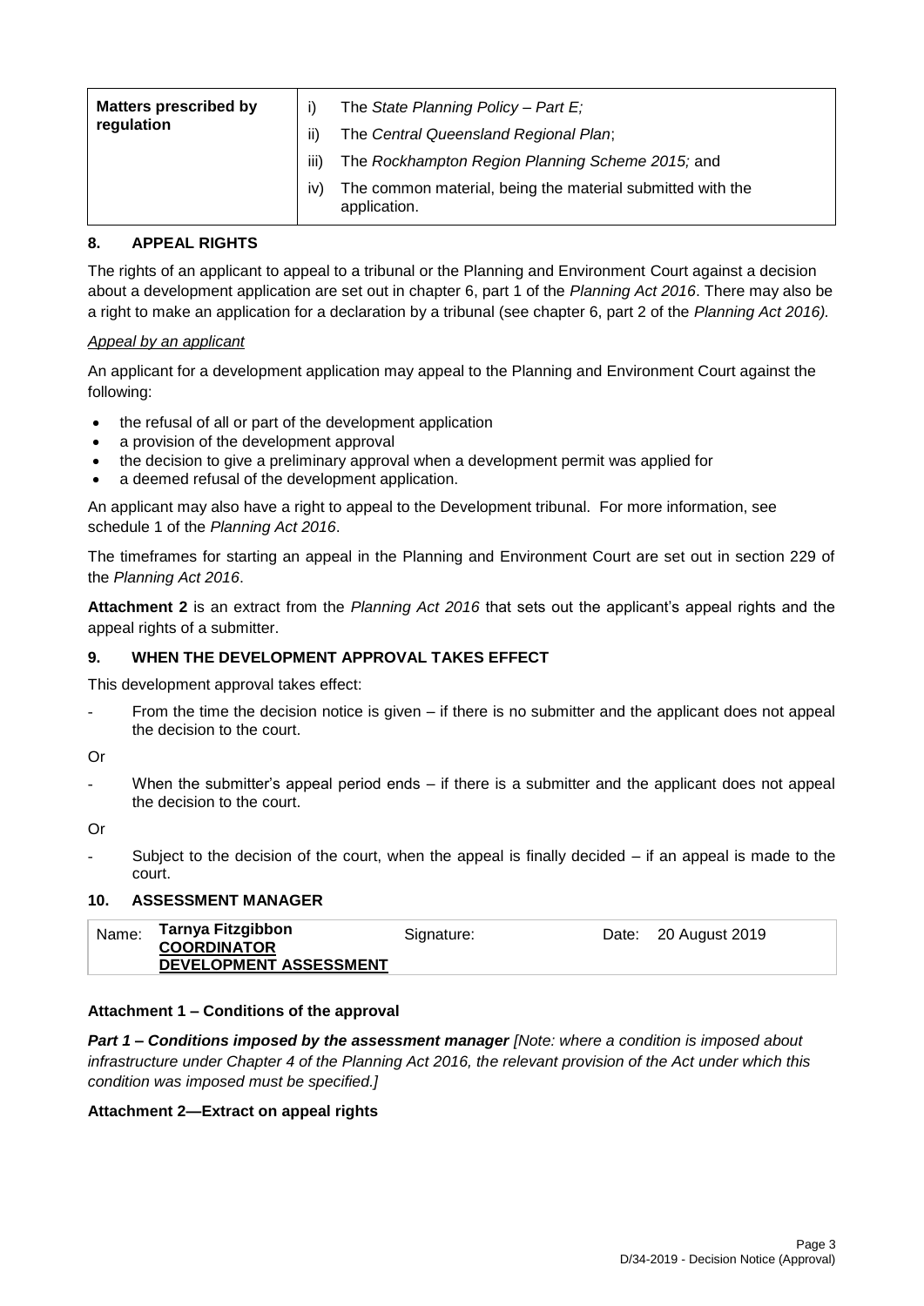| Matters prescribed by regulation | i) The *State Planning Policy – Part E;*<br>ii) The *Central Queensland Regional Plan*;<br>iii) The *Rockhampton Region Planning Scheme 2015;* and<br>iv) The common material, being the material submitted with the application. |
|---|---|

## 8. APPEAL RIGHTS

The rights of an applicant to appeal to a tribunal or the Planning and Environment Court against a decision about a development application are set out in chapter 6, part 1 of the *Planning Act 2016*. There may also be a right to make an application for a declaration by a tribunal (see chapter 6, part 2 of the *Planning Act 2016).*

*Appeal by an applicant*

An applicant for a development application may appeal to the Planning and Environment Court against the following:

- the refusal of all or part of the development application
- a provision of the development approval
- the decision to give a preliminary approval when a development permit was applied for
- a deemed refusal of the development application.

An applicant may also have a right to appeal to the Development tribunal. For more information, see schedule 1 of the *Planning Act 2016*.

The timeframes for starting an appeal in the Planning and Environment Court are set out in section 229 of the *Planning Act 2016*.

**Attachment 2** is an extract from the *Planning Act 2016* that sets out the applicant's appeal rights and the appeal rights of a submitter.

## 9. WHEN THE DEVELOPMENT APPROVAL TAKES EFFECT

This development approval takes effect:

- From the time the decision notice is given – if there is no submitter and the applicant does not appeal the decision to the court.

Or

- When the submitter's appeal period ends – if there is a submitter and the applicant does not appeal the decision to the court.

Or

- Subject to the decision of the court, when the appeal is finally decided – if an appeal is made to the court.

## 10. ASSESSMENT MANAGER

| Name: | **Tarnya Fitzgibbon**<br>**COORDINATOR**<br>**DEVELOPMENT ASSESSMENT** | Signature: | | Date: | 20 August 2019 |
|---|---|---|---|---|---|

### Attachment 1 – Conditions of the approval

***Part 1 – Conditions imposed by the assessment manager*** *[Note: where a condition is imposed about infrastructure under Chapter 4 of the Planning Act 2016, the relevant provision of the Act under which this condition was imposed must be specified.]*

### Attachment 2—Extract on appeal rights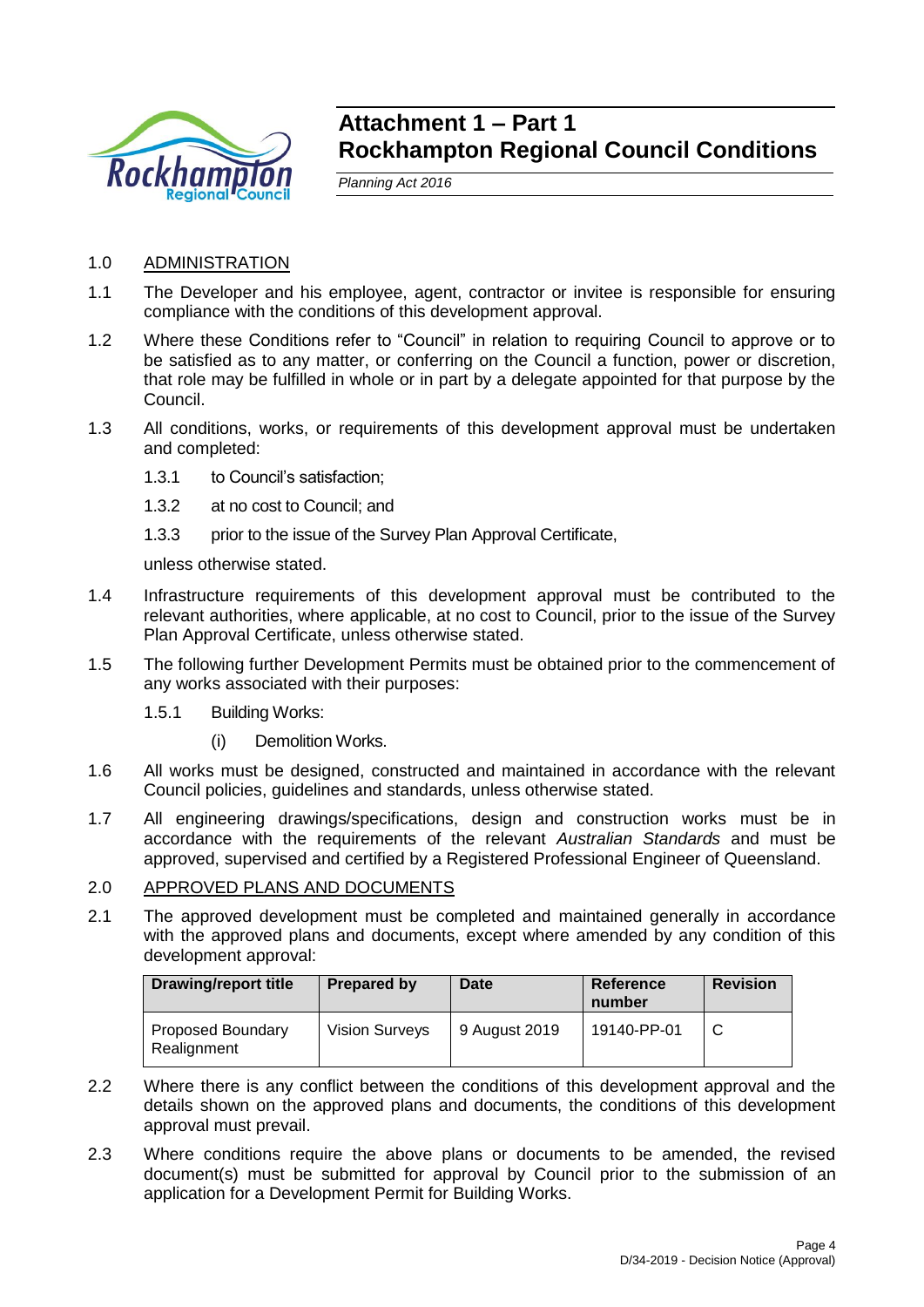# Attachment 1 – Part 1
# Rockhampton Regional Council Conditions

*Planning Act 2016*

1.0 ADMINISTRATION

1.1 The Developer and his employee, agent, contractor or invitee is responsible for ensuring compliance with the conditions of this development approval.

1.2 Where these Conditions refer to "Council" in relation to requiring Council to approve or to be satisfied as to any matter, or conferring on the Council a function, power or discretion, that role may be fulfilled in whole or in part by a delegate appointed for that purpose by the Council.

1.3 All conditions, works, or requirements of this development approval must be undertaken and completed:

1.3.1 to Council's satisfaction;

1.3.2 at no cost to Council; and

1.3.3 prior to the issue of the Survey Plan Approval Certificate,

unless otherwise stated.

1.4 Infrastructure requirements of this development approval must be contributed to the relevant authorities, where applicable, at no cost to Council, prior to the issue of the Survey Plan Approval Certificate, unless otherwise stated.

1.5 The following further Development Permits must be obtained prior to the commencement of any works associated with their purposes:

1.5.1 Building Works:

(i) Demolition Works.

1.6 All works must be designed, constructed and maintained in accordance with the relevant Council policies, guidelines and standards, unless otherwise stated.

1.7 All engineering drawings/specifications, design and construction works must be in accordance with the requirements of the relevant *Australian Standards* and must be approved, supervised and certified by a Registered Professional Engineer of Queensland.

2.0 APPROVED PLANS AND DOCUMENTS

2.1 The approved development must be completed and maintained generally in accordance with the approved plans and documents, except where amended by any condition of this development approval:

| Drawing/report title | Prepared by | Date | Reference number | Revision |
|---|---|---|---|---|
| Proposed Boundary Realignment | Vision Surveys | 9 August 2019 | 19140-PP-01 | C |

2.2 Where there is any conflict between the conditions of this development approval and the details shown on the approved plans and documents, the conditions of this development approval must prevail.

2.3 Where conditions require the above plans or documents to be amended, the revised document(s) must be submitted for approval by Council prior to the submission of an application for a Development Permit for Building Works.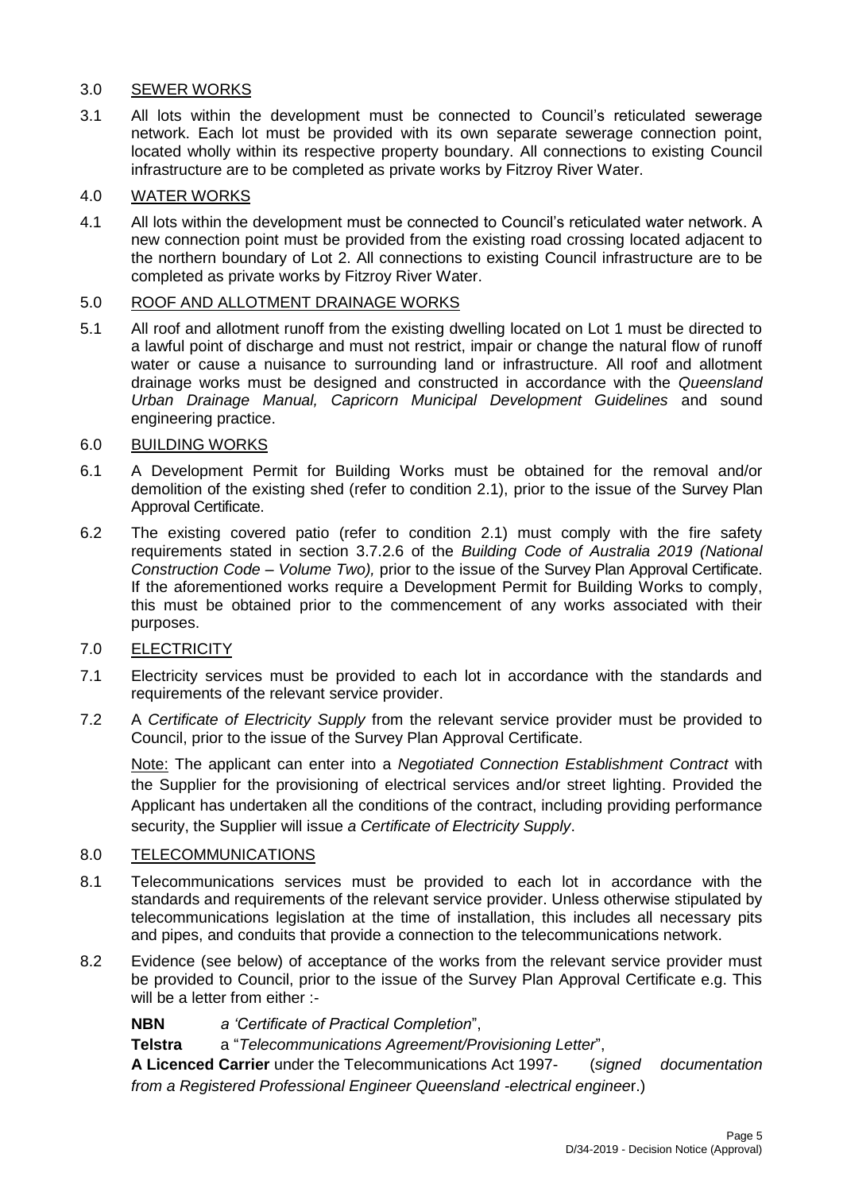## 3.0 SEWER WORKS

3.1 All lots within the development must be connected to Council's reticulated sewerage network. Each lot must be provided with its own separate sewerage connection point, located wholly within its respective property boundary. All connections to existing Council infrastructure are to be completed as private works by Fitzroy River Water.

## 4.0 WATER WORKS

4.1 All lots within the development must be connected to Council's reticulated water network. A new connection point must be provided from the existing road crossing located adjacent to the northern boundary of Lot 2. All connections to existing Council infrastructure are to be completed as private works by Fitzroy River Water.

## 5.0 ROOF AND ALLOTMENT DRAINAGE WORKS

5.1 All roof and allotment runoff from the existing dwelling located on Lot 1 must be directed to a lawful point of discharge and must not restrict, impair or change the natural flow of runoff water or cause a nuisance to surrounding land or infrastructure. All roof and allotment drainage works must be designed and constructed in accordance with the *Queensland Urban Drainage Manual, Capricorn Municipal Development Guidelines* and sound engineering practice.

## 6.0 BUILDING WORKS

6.1 A Development Permit for Building Works must be obtained for the removal and/or demolition of the existing shed (refer to condition 2.1), prior to the issue of the Survey Plan Approval Certificate.

6.2 The existing covered patio (refer to condition 2.1) must comply with the fire safety requirements stated in section 3.7.2.6 of the *Building Code of Australia 2019 (National Construction Code – Volume Two),* prior to the issue of the Survey Plan Approval Certificate. If the aforementioned works require a Development Permit for Building Works to comply, this must be obtained prior to the commencement of any works associated with their purposes.

## 7.0 ELECTRICITY

7.1 Electricity services must be provided to each lot in accordance with the standards and requirements of the relevant service provider.

7.2 A *Certificate of Electricity Supply* from the relevant service provider must be provided to Council, prior to the issue of the Survey Plan Approval Certificate.

Note: The applicant can enter into a *Negotiated Connection Establishment Contract* with the Supplier for the provisioning of electrical services and/or street lighting. Provided the Applicant has undertaken all the conditions of the contract, including providing performance security, the Supplier will issue *a Certificate of Electricity Supply*.

## 8.0 TELECOMMUNICATIONS

8.1 Telecommunications services must be provided to each lot in accordance with the standards and requirements of the relevant service provider. Unless otherwise stipulated by telecommunications legislation at the time of installation, this includes all necessary pits and pipes, and conduits that provide a connection to the telecommunications network.

8.2 Evidence (see below) of acceptance of the works from the relevant service provider must be provided to Council, prior to the issue of the Survey Plan Approval Certificate e.g. This will be a letter from either :-

**NBN** *a 'Certificate of Practical Completion*",

**Telstra** a "*Telecommunications Agreement/Provisioning Letter*",

**A Licenced Carrier** under the Telecommunications Act 1997- (*signed documentation from a Registered Professional Engineer Queensland -electrical enginee*r.)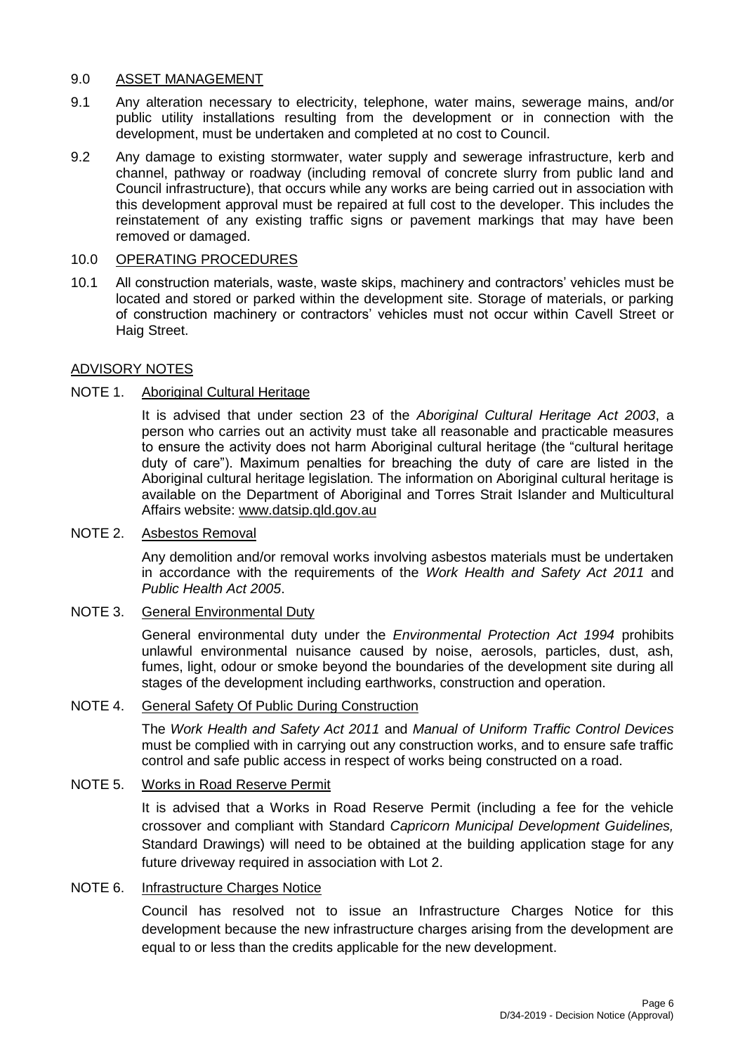## 9.0 ASSET MANAGEMENT

9.1 Any alteration necessary to electricity, telephone, water mains, sewerage mains, and/or public utility installations resulting from the development or in connection with the development, must be undertaken and completed at no cost to Council.

9.2 Any damage to existing stormwater, water supply and sewerage infrastructure, kerb and channel, pathway or roadway (including removal of concrete slurry from public land and Council infrastructure), that occurs while any works are being carried out in association with this development approval must be repaired at full cost to the developer. This includes the reinstatement of any existing traffic signs or pavement markings that may have been removed or damaged.

## 10.0 OPERATING PROCEDURES

10.1 All construction materials, waste, waste skips, machinery and contractors' vehicles must be located and stored or parked within the development site. Storage of materials, or parking of construction machinery or contractors' vehicles must not occur within Cavell Street or Haig Street.

## ADVISORY NOTES

### NOTE 1. Aboriginal Cultural Heritage

It is advised that under section 23 of the *Aboriginal Cultural Heritage Act 2003*, a person who carries out an activity must take all reasonable and practicable measures to ensure the activity does not harm Aboriginal cultural heritage (the "cultural heritage duty of care"). Maximum penalties for breaching the duty of care are listed in the Aboriginal cultural heritage legislation. The information on Aboriginal cultural heritage is available on the Department of Aboriginal and Torres Strait Islander and Multicultural Affairs website: www.datsip.qld.gov.au

### NOTE 2. Asbestos Removal

Any demolition and/or removal works involving asbestos materials must be undertaken in accordance with the requirements of the *Work Health and Safety Act 2011* and *Public Health Act 2005*.

### NOTE 3. General Environmental Duty

General environmental duty under the *Environmental Protection Act 1994* prohibits unlawful environmental nuisance caused by noise, aerosols, particles, dust, ash, fumes, light, odour or smoke beyond the boundaries of the development site during all stages of the development including earthworks, construction and operation.

### NOTE 4. General Safety Of Public During Construction

The *Work Health and Safety Act 2011* and *Manual of Uniform Traffic Control Devices* must be complied with in carrying out any construction works, and to ensure safe traffic control and safe public access in respect of works being constructed on a road.

### NOTE 5. Works in Road Reserve Permit

It is advised that a Works in Road Reserve Permit (including a fee for the vehicle crossover and compliant with Standard *Capricorn Municipal Development Guidelines,* Standard Drawings) will need to be obtained at the building application stage for any future driveway required in association with Lot 2.

### NOTE 6. Infrastructure Charges Notice

Council has resolved not to issue an Infrastructure Charges Notice for this development because the new infrastructure charges arising from the development are equal to or less than the credits applicable for the new development.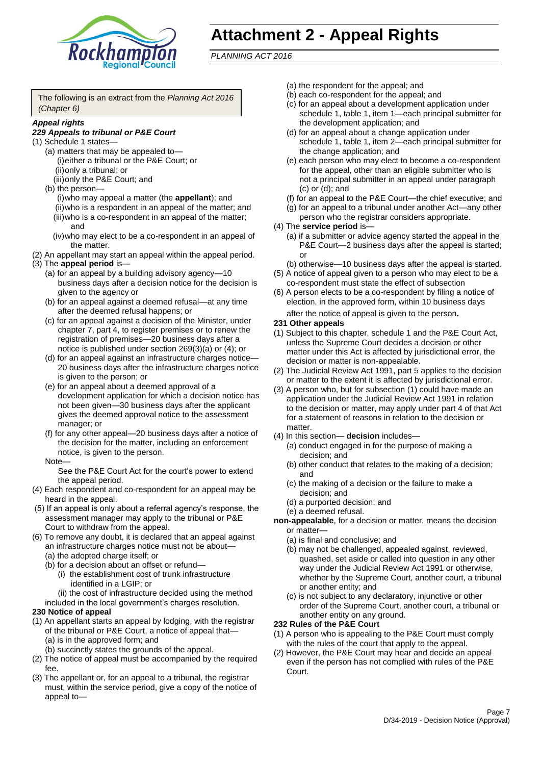# Attachment 2 - Appeal Rights

*PLANNING ACT 2016*

The following is an extract from the *Planning Act 2016 (Chapter 6)*

***Appeal rights***

***229 Appeals to tribunal or P&E Court***

(1) Schedule 1 states—

- (a) matters that may be appealed to—
  - (i) either a tribunal or the P&E Court; or
  - (ii) only a tribunal; or
  - (iii) only the P&E Court; and
- (b) the person—
  - (i) who may appeal a matter (the **appellant**); and
  - (ii) who is a respondent in an appeal of the matter; and
  - (iii) who is a co-respondent in an appeal of the matter; and
  - (iv) who may elect to be a co-respondent in an appeal of the matter.

(2) An appellant may start an appeal within the appeal period.

(3) The **appeal period** is—

- (a) for an appeal by a building advisory agency—10 business days after a decision notice for the decision is given to the agency or
- (b) for an appeal against a deemed refusal—at any time after the deemed refusal happens; or
- (c) for an appeal against a decision of the Minister, under chapter 7, part 4, to register premises or to renew the registration of premises—20 business days after a notice is published under section 269(3)(a) or (4); or
- (d) for an appeal against an infrastructure charges notice—20 business days after the infrastructure charges notice is given to the person; or
- (e) for an appeal about a deemed approval of a development application for which a decision notice has not been given—30 business days after the applicant gives the deemed approval notice to the assessment manager; or
- (f) for any other appeal—20 business days after a notice of the decision for the matter, including an enforcement notice, is given to the person.

Note—

See the P&E Court Act for the court's power to extend the appeal period.

(4) Each respondent and co-respondent for an appeal may be heard in the appeal.

(5) If an appeal is only about a referral agency's response, the assessment manager may apply to the tribunal or P&E Court to withdraw from the appeal.

(6) To remove any doubt, it is declared that an appeal against an infrastructure charges notice must not be about—

- (a) the adopted charge itself; or
- (b) for a decision about an offset or refund—
  - (i) the establishment cost of trunk infrastructure identified in a LGIP; or
  - (ii) the cost of infrastructure decided using the method included in the local government's charges resolution.

**230 Notice of appeal**

(1) An appellant starts an appeal by lodging, with the registrar of the tribunal or P&E Court, a notice of appeal that—

- (a) is in the approved form; and
- (b) succinctly states the grounds of the appeal.

(2) The notice of appeal must be accompanied by the required fee.

(3) The appellant or, for an appeal to a tribunal, the registrar must, within the service period, give a copy of the notice of appeal to—

- (a) the respondent for the appeal; and
- (b) each co-respondent for the appeal; and
- (c) for an appeal about a development application under schedule 1, table 1, item 1—each principal submitter for the development application; and
- (d) for an appeal about a change application under schedule 1, table 1, item 2—each principal submitter for the change application; and
- (e) each person who may elect to become a co-respondent for the appeal, other than an eligible submitter who is not a principal submitter in an appeal under paragraph (c) or (d); and
- (f) for an appeal to the P&E Court—the chief executive; and
- (g) for an appeal to a tribunal under another Act—any other person who the registrar considers appropriate.

(4) The **service period** is—

- (a) if a submitter or advice agency started the appeal in the P&E Court—2 business days after the appeal is started; or
- (b) otherwise—10 business days after the appeal is started.

(5) A notice of appeal given to a person who may elect to be a co-respondent must state the effect of subsection

(6) A person elects to be a co-respondent by filing a notice of election, in the approved form, within 10 business days after the notice of appeal is given to the person**.**

**231 Other appeals**

(1) Subject to this chapter, schedule 1 and the P&E Court Act, unless the Supreme Court decides a decision or other matter under this Act is affected by jurisdictional error, the decision or matter is non-appealable.

(2) The Judicial Review Act 1991, part 5 applies to the decision or matter to the extent it is affected by jurisdictional error.

(3) A person who, but for subsection (1) could have made an application under the Judicial Review Act 1991 in relation to the decision or matter, may apply under part 4 of that Act for a statement of reasons in relation to the decision or matter.

(4) In this section— **decision** includes—

- (a) conduct engaged in for the purpose of making a decision; and
- (b) other conduct that relates to the making of a decision; and
- (c) the making of a decision or the failure to make a decision; and
- (d) a purported decision; and
- (e) a deemed refusal.

**non-appealable**, for a decision or matter, means the decision or matter—

- (a) is final and conclusive; and
- (b) may not be challenged, appealed against, reviewed, quashed, set aside or called into question in any other way under the Judicial Review Act 1991 or otherwise, whether by the Supreme Court, another court, a tribunal or another entity; and
- (c) is not subject to any declaratory, injunctive or other order of the Supreme Court, another court, a tribunal or another entity on any ground.

**232 Rules of the P&E Court**

(1) A person who is appealing to the P&E Court must comply with the rules of the court that apply to the appeal.

(2) However, the P&E Court may hear and decide an appeal even if the person has not complied with rules of the P&E Court.

D/34-2019 - Decision Notice (Approval)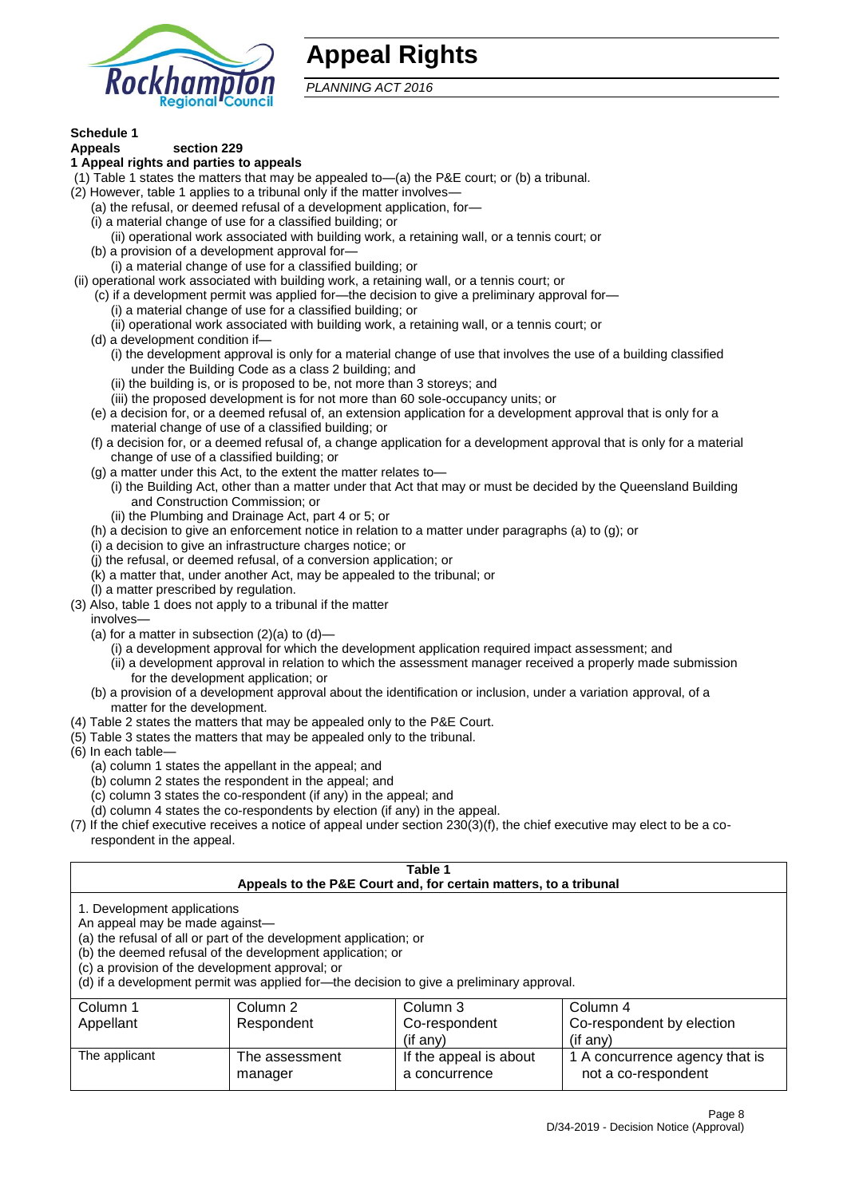# Appeal Rights

*PLANNING ACT 2016*

**Schedule 1**
**Appeals section 229**

**1 Appeal rights and parties to appeals**

(1) Table 1 states the matters that may be appealed to—(a) the P&E court; or (b) a tribunal.

(2) However, table 1 applies to a tribunal only if the matter involves—

- (a) the refusal, or deemed refusal of a development application, for—
  - (i) a material change of use for a classified building; or
  - (ii) operational work associated with building work, a retaining wall, or a tennis court; or
- (b) a provision of a development approval for—
  - (i) a material change of use for a classified building; or
  - (ii) operational work associated with building work, a retaining wall, or a tennis court; or
- (c) if a development permit was applied for—the decision to give a preliminary approval for—
  - (i) a material change of use for a classified building; or
  - (ii) operational work associated with building work, a retaining wall, or a tennis court; or
- (d) a development condition if—
  - (i) the development approval is only for a material change of use that involves the use of a building classified under the Building Code as a class 2 building; and
  - (ii) the building is, or is proposed to be, not more than 3 storeys; and
  - (iii) the proposed development is for not more than 60 sole-occupancy units; or
- (e) a decision for, or a deemed refusal of, an extension application for a development approval that is only for a material change of use of a classified building; or
- (f) a decision for, or a deemed refusal of, a change application for a development approval that is only for a material change of use of a classified building; or
- (g) a matter under this Act, to the extent the matter relates to—
  - (i) the Building Act, other than a matter under that Act that may or must be decided by the Queensland Building and Construction Commission; or
  - (ii) the Plumbing and Drainage Act, part 4 or 5; or
- (h) a decision to give an enforcement notice in relation to a matter under paragraphs (a) to (g); or
- (i) a decision to give an infrastructure charges notice; or
- (j) the refusal, or deemed refusal, of a conversion application; or
- (k) a matter that, under another Act, may be appealed to the tribunal; or
- (l) a matter prescribed by regulation.

(3) Also, table 1 does not apply to a tribunal if the matter involves—

- (a) for a matter in subsection (2)(a) to (d)—
  - (i) a development approval for which the development application required impact assessment; and
  - (ii) a development approval in relation to which the assessment manager received a properly made submission for the development application; or
- (b) a provision of a development approval about the identification or inclusion, under a variation approval, of a matter for the development.

(4) Table 2 states the matters that may be appealed only to the P&E Court.

(5) Table 3 states the matters that may be appealed only to the tribunal.

(6) In each table—

- (a) column 1 states the appellant in the appeal; and
- (b) column 2 states the respondent in the appeal; and
- (c) column 3 states the co-respondent (if any) in the appeal; and
- (d) column 4 states the co-respondents by election (if any) in the appeal.

(7) If the chief executive receives a notice of appeal under section 230(3)(f), the chief executive may elect to be a co-respondent in the appeal.

**Table 1**
**Appeals to the P&E Court and, for certain matters, to a tribunal**

1. Development applications
An appeal may be made against—
(a) the refusal of all or part of the development application; or
(b) the deemed refusal of the development application; or
(c) a provision of the development approval; or
(d) if a development permit was applied for—the decision to give a preliminary approval.

| Column 1<br>Appellant | Column 2<br>Respondent | Column 3<br>Co-respondent<br>(if any) | Column 4<br>Co-respondent by election<br>(if any) |
|---|---|---|---|
| The applicant | The assessment manager | If the appeal is about a concurrence | 1 A concurrence agency that is not a co-respondent |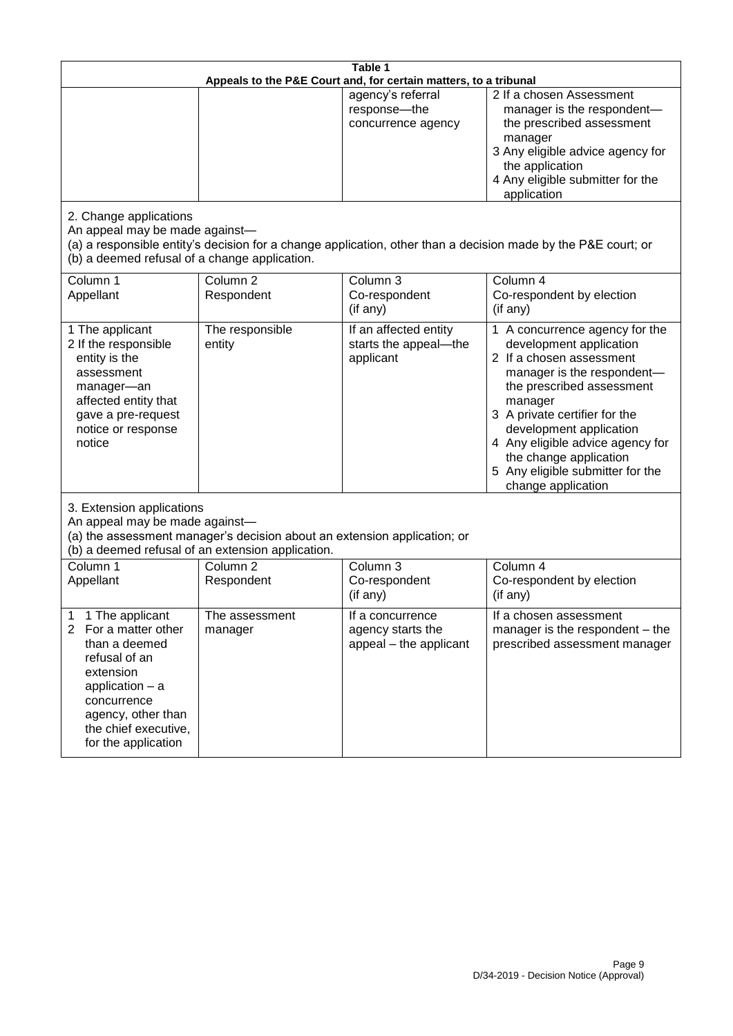| Table 1 | | | |
|---|---|---|---|
| **Appeals to the P&E Court and, for certain matters, to a tribunal** | | | |
| | | agency's referral response—the concurrence agency | 2 If a chosen Assessment manager is the respondent—the prescribed assessment manager<br>3 Any eligible advice agency for the application<br>4 Any eligible submitter for the application |

2. Change applications

An appeal may be made against—

(a) a responsible entity's decision for a change application, other than a decision made by the P&E court; or

(b) a deemed refusal of a change application.

| Column 1<br>Appellant | Column 2<br>Respondent | Column 3<br>Co-respondent<br>(if any) | Column 4<br>Co-respondent by election<br>(if any) |
|---|---|---|---|
| 1 The applicant<br>2 If the responsible entity is the assessment manager—an affected entity that gave a pre-request notice or response notice | The responsible entity | If an affected entity starts the appeal—the applicant | 1 A concurrence agency for the development application<br>2 If a chosen assessment manager is the respondent—the prescribed assessment manager<br>3 A private certifier for the development application<br>4 Any eligible advice agency for the change application<br>5 Any eligible submitter for the change application |

3. Extension applications

An appeal may be made against—

(a) the assessment manager's decision about an extension application; or

(b) a deemed refusal of an extension application.

| Column 1<br>Appellant | Column 2<br>Respondent | Column 3<br>Co-respondent<br>(if any) | Column 4<br>Co-respondent by election<br>(if any) |
|---|---|---|---|
| 1 1 The applicant<br>2 For a matter other than a deemed refusal of an extension application – a concurrence agency, other than the chief executive, for the application | The assessment manager | If a concurrence agency starts the appeal – the applicant | If a chosen assessment manager is the respondent – the prescribed assessment manager |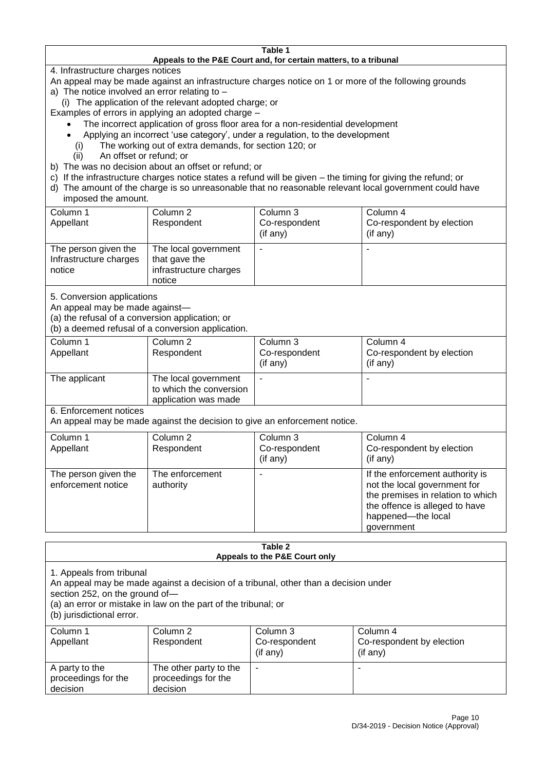**Table 1**
**Appeals to the P&E Court and, for certain matters, to a tribunal**

4. Infrastructure charges notices

An appeal may be made against an infrastructure charges notice on 1 or more of the following grounds

a) The notice involved an error relating to –

(i) The application of the relevant adopted charge; or

Examples of errors in applying an adopted charge –

- The incorrect application of gross floor area for a non-residential development
- Applying an incorrect 'use category', under a regulation, to the development

(i) The working out of extra demands, for section 120; or

(ii) An offset or refund; or

b) The was no decision about an offset or refund; or

c) If the infrastructure charges notice states a refund will be given – the timing for giving the refund; or

d) The amount of the charge is so unreasonable that no reasonable relevant local government could have imposed the amount.

| Column 1<br>Appellant | Column 2<br>Respondent | Column 3<br>Co-respondent<br>(if any) | Column 4<br>Co-respondent by election<br>(if any) |
|---|---|---|---|
| The person given the Infrastructure charges notice | The local government that gave the infrastructure charges notice | - | - |

5. Conversion applications

An appeal may be made against—

(a) the refusal of a conversion application; or

(b) a deemed refusal of a conversion application.

| Column 1<br>Appellant | Column 2<br>Respondent | Column 3<br>Co-respondent<br>(if any) | Column 4<br>Co-respondent by election<br>(if any) |
|---|---|---|---|
| The applicant | The local government to which the conversion application was made | - | - |

6. Enforcement notices

An appeal may be made against the decision to give an enforcement notice.

| Column 1<br>Appellant | Column 2<br>Respondent | Column 3<br>Co-respondent<br>(if any) | Column 4<br>Co-respondent by election<br>(if any) |
|---|---|---|---|
| The person given the enforcement notice | The enforcement authority | - | If the enforcement authority is not the local government for the premises in relation to which the offence is alleged to have happened—the local government |

**Table 2**
**Appeals to the P&E Court only**

1. Appeals from tribunal

An appeal may be made against a decision of a tribunal, other than a decision under section 252, on the ground of—

(a) an error or mistake in law on the part of the tribunal; or

(b) jurisdictional error.

| Column 1<br>Appellant | Column 2<br>Respondent | Column 3<br>Co-respondent<br>(if any) | Column 4<br>Co-respondent by election<br>(if any) |
|---|---|---|---|
| A party to the proceedings for the decision | The other party to the proceedings for the decision | - | - |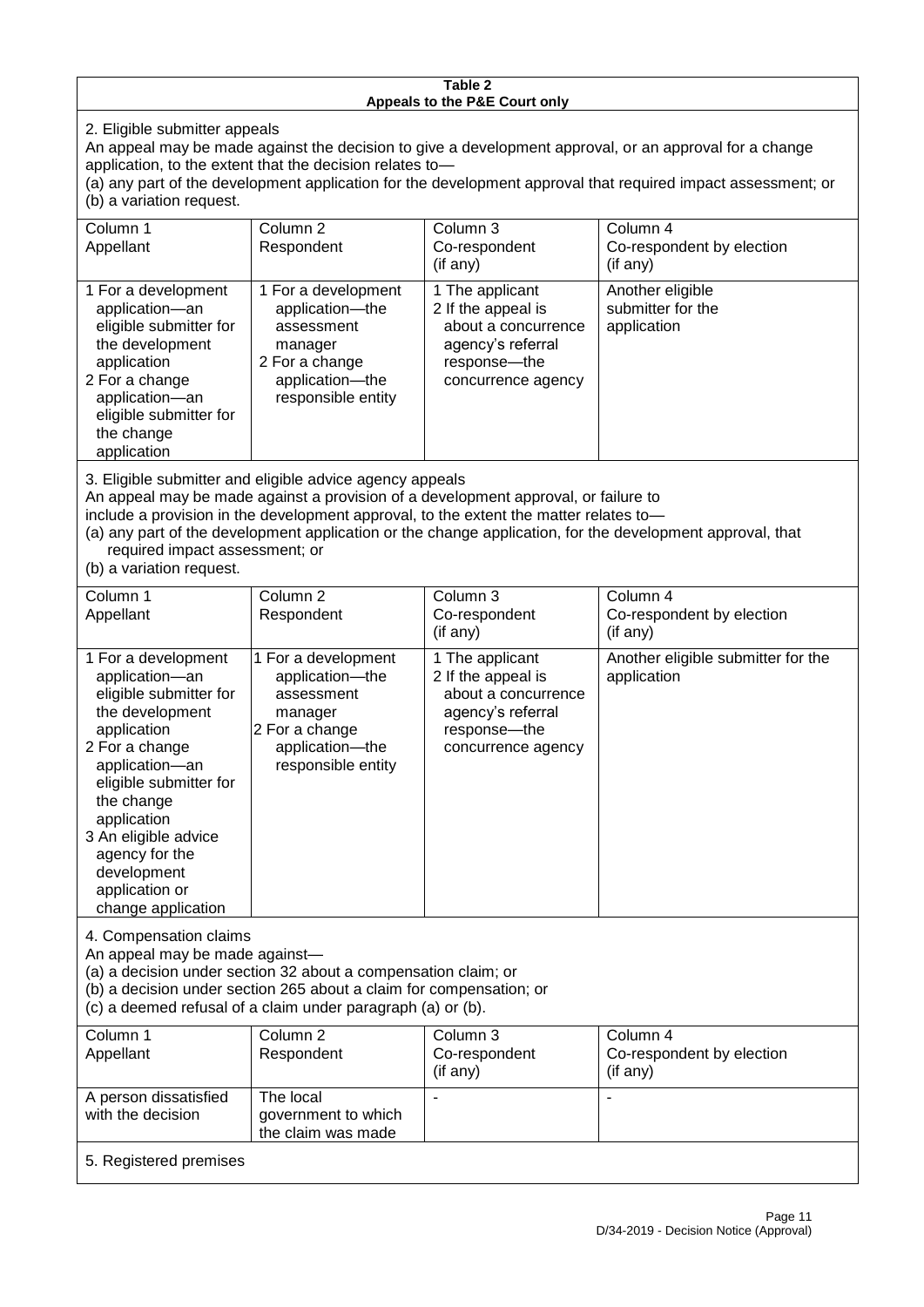**Table 2**
**Appeals to the P&E Court only**

2. Eligible submitter appeals

An appeal may be made against the decision to give a development approval, or an approval for a change application, to the extent that the decision relates to—

(a) any part of the development application for the development approval that required impact assessment; or

(b) a variation request.

| Column 1<br>Appellant | Column 2<br>Respondent | Column 3<br>Co-respondent<br>(if any) | Column 4<br>Co-respondent by election<br>(if any) |
|---|---|---|---|
| 1 For a development application—an eligible submitter for the development application<br>2 For a change application—an eligible submitter for the change application | 1 For a development application—the assessment manager<br>2 For a change application—the responsible entity | 1 The applicant<br>2 If the appeal is about a concurrence agency's referral response—the concurrence agency | Another eligible submitter for the application |

3. Eligible submitter and eligible advice agency appeals

An appeal may be made against a provision of a development approval, or failure to include a provision in the development approval, to the extent the matter relates to—

(a) any part of the development application or the change application, for the development approval, that required impact assessment; or

(b) a variation request.

| Column 1<br>Appellant | Column 2<br>Respondent | Column 3<br>Co-respondent<br>(if any) | Column 4<br>Co-respondent by election<br>(if any) |
|---|---|---|---|
| 1 For a development application—an eligible submitter for the development application<br>2 For a change application—an eligible submitter for the change application<br>3 An eligible advice agency for the development application or change application | 1 For a development application—the assessment manager<br>2 For a change application—the responsible entity | 1 The applicant<br>2 If the appeal is about a concurrence agency's referral response—the concurrence agency | Another eligible submitter for the application |

4. Compensation claims

An appeal may be made against—

(a) a decision under section 32 about a compensation claim; or

(b) a decision under section 265 about a claim for compensation; or

(c) a deemed refusal of a claim under paragraph (a) or (b).

| Column 1<br>Appellant | Column 2<br>Respondent | Column 3<br>Co-respondent<br>(if any) | Column 4<br>Co-respondent by election<br>(if any) |
|---|---|---|---|
| A person dissatisfied with the decision | The local government to which the claim was made | - | - |

5. Registered premises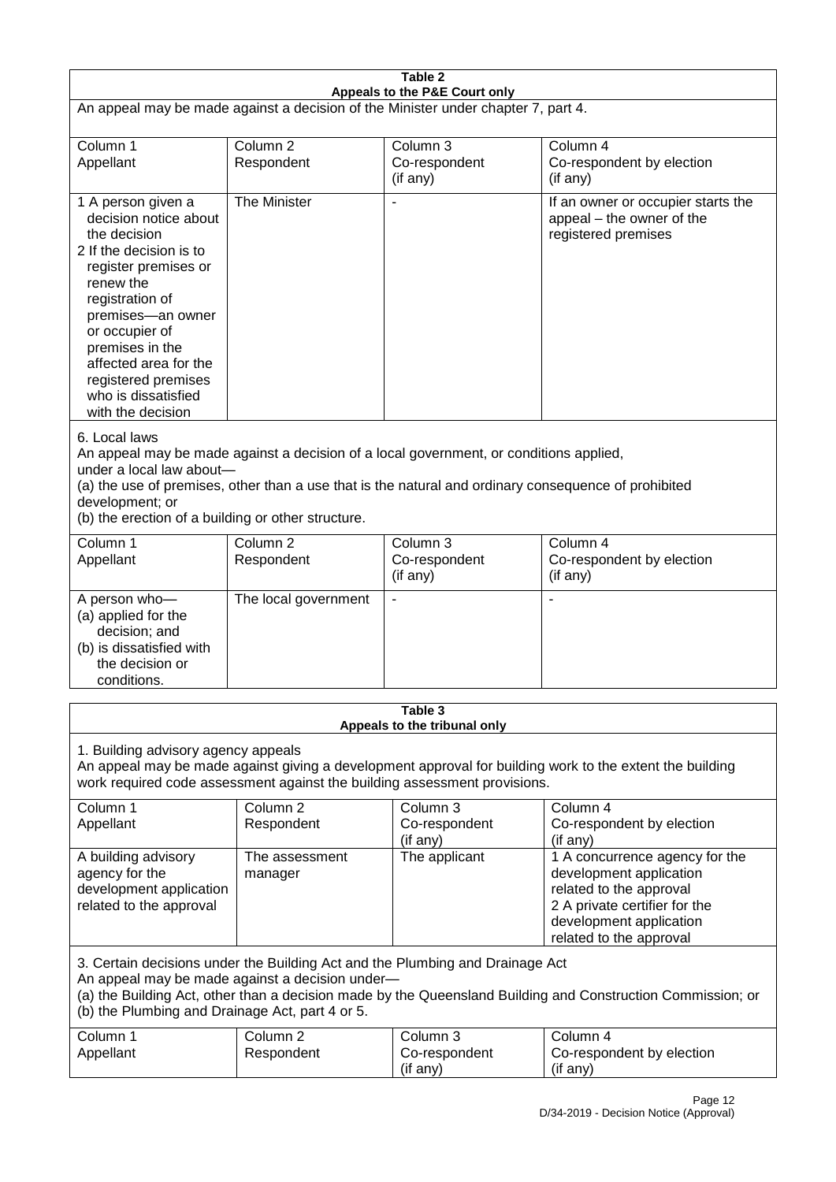**Table 2**
**Appeals to the P&E Court only**

An appeal may be made against a decision of the Minister under chapter 7, part 4.

| Column 1<br>Appellant | Column 2<br>Respondent | Column 3<br>Co-respondent<br>(if any) | Column 4<br>Co-respondent by election<br>(if any) |
|---|---|---|---|
| 1 A person given a decision notice about the decision<br>2 If the decision is to register premises or renew the registration of premises—an owner or occupier of premises in the affected area for the registered premises who is dissatisfied with the decision | The Minister | - | If an owner or occupier starts the appeal – the owner of the registered premises |

6. Local laws

An appeal may be made against a decision of a local government, or conditions applied, under a local law about—

(a) the use of premises, other than a use that is the natural and ordinary consequence of prohibited development; or

(b) the erection of a building or other structure.

| Column 1<br>Appellant | Column 2<br>Respondent | Column 3<br>Co-respondent<br>(if any) | Column 4<br>Co-respondent by election<br>(if any) |
|---|---|---|---|
| A person who—<br>(a) applied for the decision; and<br>(b) is dissatisfied with the decision or conditions. | The local government | - | - |

**Table 3**
**Appeals to the tribunal only**

1. Building advisory agency appeals

An appeal may be made against giving a development approval for building work to the extent the building work required code assessment against the building assessment provisions.

| Column 1<br>Appellant | Column 2<br>Respondent | Column 3<br>Co-respondent<br>(if any) | Column 4<br>Co-respondent by election<br>(if any) |
|---|---|---|---|
| A building advisory agency for the development application related to the approval | The assessment manager | The applicant | 1 A concurrence agency for the development application related to the approval<br>2 A private certifier for the development application related to the approval |

3. Certain decisions under the Building Act and the Plumbing and Drainage Act

An appeal may be made against a decision under—

(a) the Building Act, other than a decision made by the Queensland Building and Construction Commission; or

(b) the Plumbing and Drainage Act, part 4 or 5.

| Column 1<br>Appellant | Column 2<br>Respondent | Column 3<br>Co-respondent<br>(if any) | Column 4<br>Co-respondent by election<br>(if any) |
|---|---|---|---|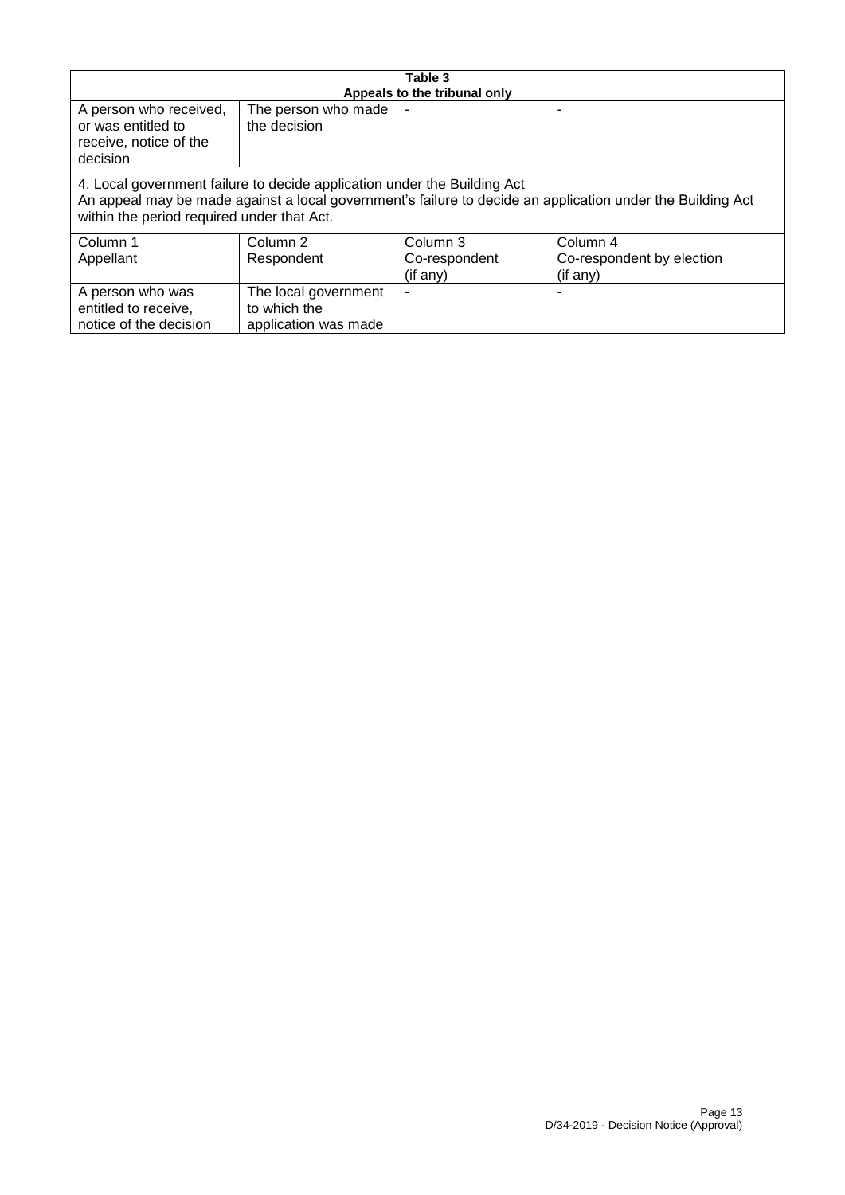| Table 3<br>Appeals to the tribunal only | | | |
|---|---|---|---|
| A person who received, or was entitled to receive, notice of the decision | The person who made the decision | - | - |
| 4. Local government failure to decide application under the Building Act<br>An appeal may be made against a local government's failure to decide an application under the Building Act within the period required under that Act. | | | |
| Column 1<br>Appellant | Column 2<br>Respondent | Column 3<br>Co-respondent<br>(if any) | Column 4<br>Co-respondent by election<br>(if any) |
| A person who was entitled to receive, notice of the decision | The local government to which the application was made | - | - |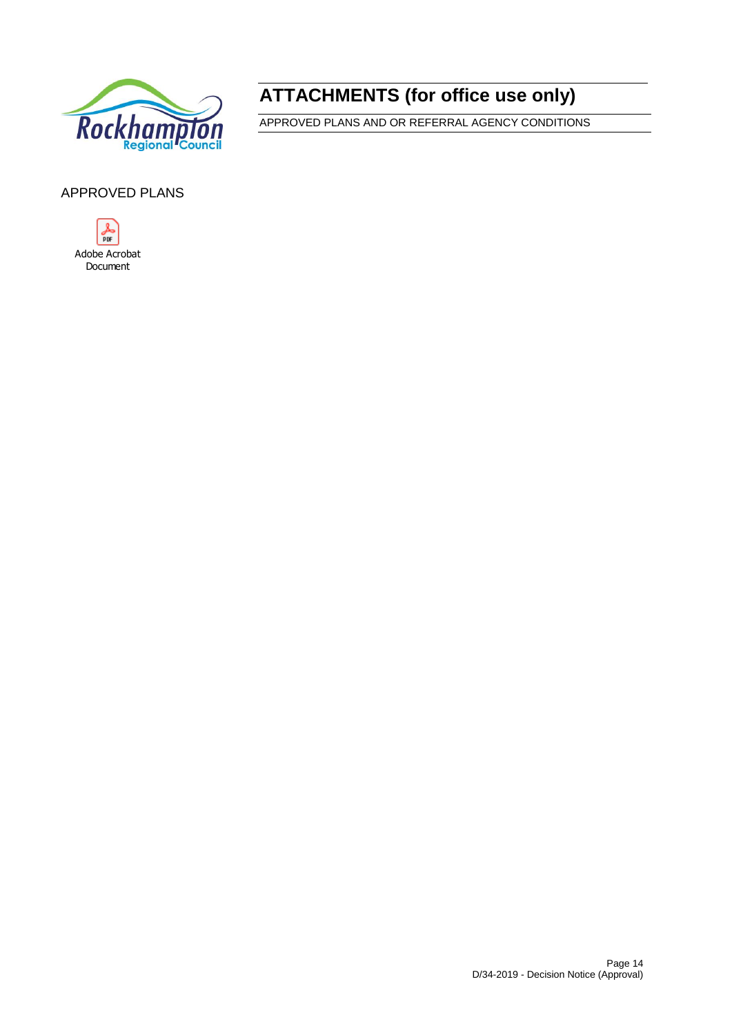# ATTACHMENTS (for office use only)

APPROVED PLANS AND OR REFERRAL AGENCY CONDITIONS

APPROVED PLANS

Adobe Acrobat Document